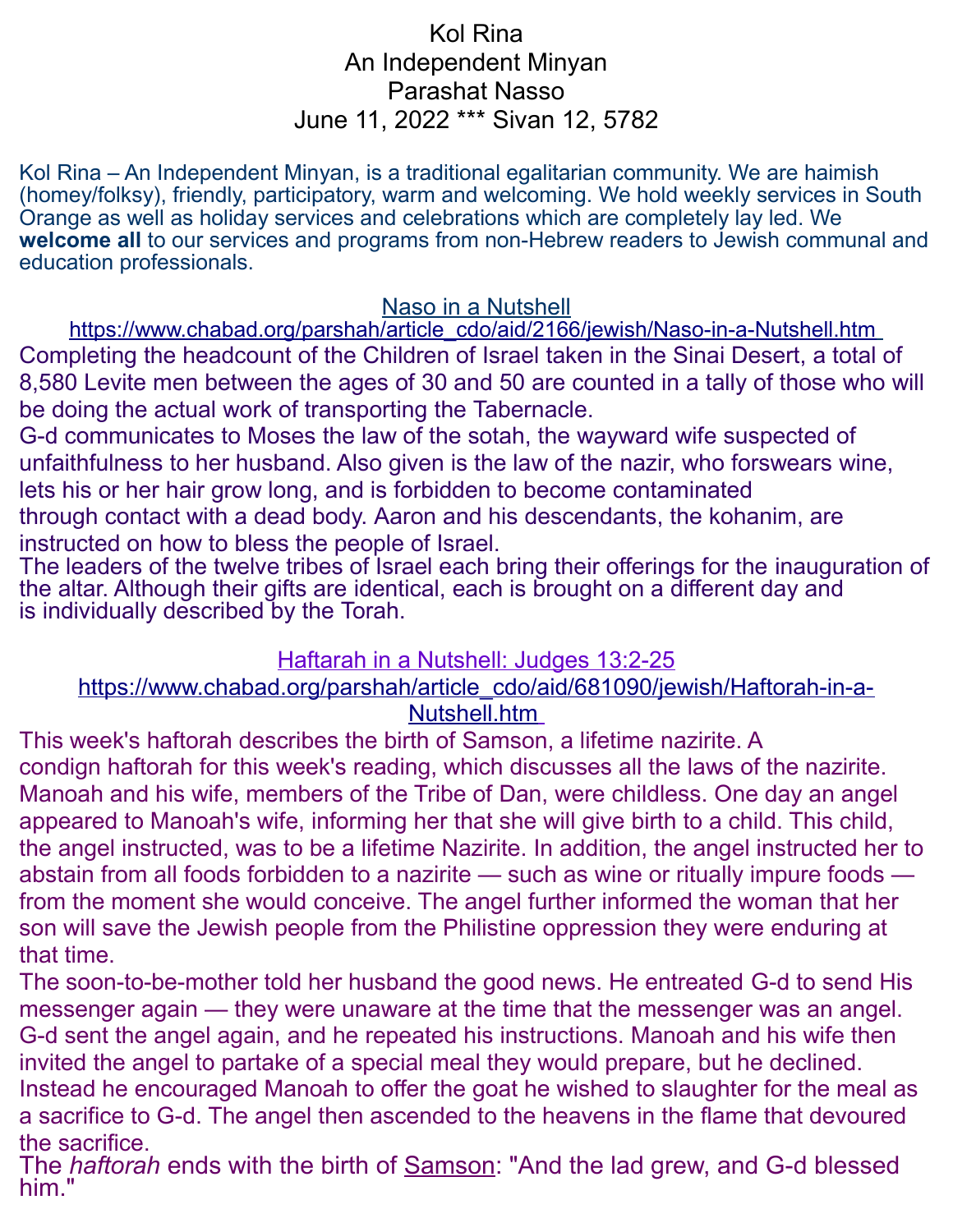# Kol Rina
## An Independent Minyan
## Parashat Nasso
## June 11, 2022 *** Sivan 12, 5782

Kol Rina – An Independent Minyan, is a traditional egalitarian community. We are haimish (homey/folksy), friendly, participatory, warm and welcoming. We hold weekly services in South Orange as well as holiday services and celebrations which are completely lay led. We **welcome all** to our services and programs from non-Hebrew readers to Jewish communal and education professionals.

### Naso in a Nutshell

https://www.chabad.org/parshah/article_cdo/aid/2166/jewish/Naso-in-a-Nutshell.htm

Completing the headcount of the Children of Israel taken in the Sinai Desert, a total of 8,580 Levite men between the ages of 30 and 50 are counted in a tally of those who will be doing the actual work of transporting the Tabernacle.

G-d communicates to Moses the law of the sotah, the wayward wife suspected of unfaithfulness to her husband. Also given is the law of the nazir, who forswears wine, lets his or her hair grow long, and is forbidden to become contaminated through contact with a dead body. Aaron and his descendants, the kohanim, are instructed on how to bless the people of Israel.

The leaders of the twelve tribes of Israel each bring their offerings for the inauguration of the altar. Although their gifts are identical, each is brought on a different day and is individually described by the Torah.

### Haftarah in a Nutshell: Judges 13:2-25

https://www.chabad.org/parshah/article_cdo/aid/681090/jewish/Haftorah-in-a-Nutshell.htm

This week's haftorah describes the birth of Samson, a lifetime nazirite. A condign haftorah for this week's reading, which discusses all the laws of the nazirite. Manoah and his wife, members of the Tribe of Dan, were childless. One day an angel appeared to Manoah's wife, informing her that she will give birth to a child. This child, the angel instructed, was to be a lifetime Nazirite. In addition, the angel instructed her to abstain from all foods forbidden to a nazirite — such as wine or ritually impure foods — from the moment she would conceive. The angel further informed the woman that her son will save the Jewish people from the Philistine oppression they were enduring at that time.

The soon-to-be-mother told her husband the good news. He entreated G-d to send His messenger again — they were unaware at the time that the messenger was an angel. G-d sent the angel again, and he repeated his instructions. Manoah and his wife then invited the angel to partake of a special meal they would prepare, but he declined. Instead he encouraged Manoah to offer the goat he wished to slaughter for the meal as a sacrifice to G-d. The angel then ascended to the heavens in the flame that devoured the sacrifice.

The *haftorah* ends with the birth of Samson: "And the lad grew, and G-d blessed him."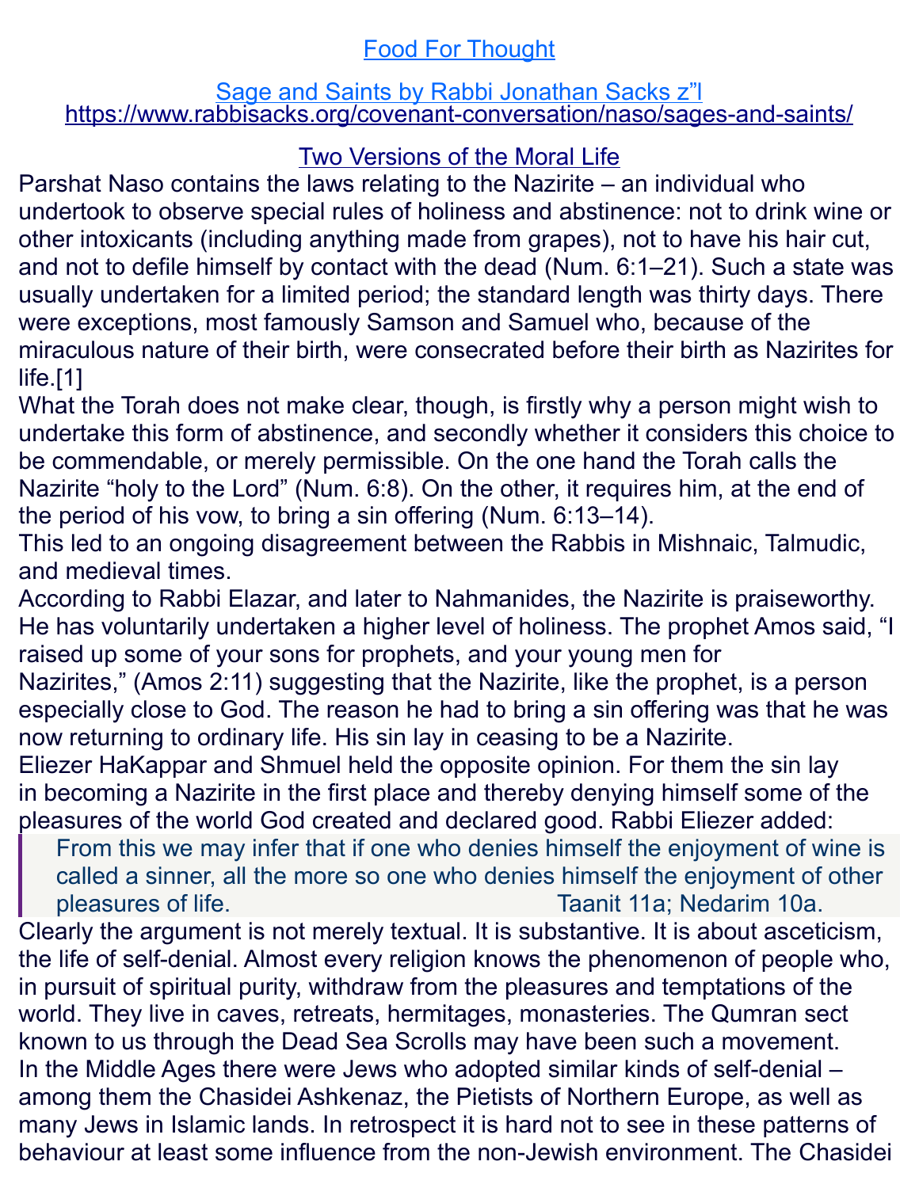[Food For Thought](#)

[Sage and Saints by Rabbi Jonathan Sacks z"l](https://www.rabbisacks.org/covenant-conversation/naso/sages-and-saints/)
https://www.rabbisacks.org/covenant-conversation/naso/sages-and-saints/

## Two Versions of the Moral Life

Parshat Naso contains the laws relating to the Nazirite – an individual who undertook to observe special rules of holiness and abstinence: not to drink wine or other intoxicants (including anything made from grapes), not to have his hair cut, and not to defile himself by contact with the dead (Num. 6:1–21). Such a state was usually undertaken for a limited period; the standard length was thirty days. There were exceptions, most famously Samson and Samuel who, because of the miraculous nature of their birth, were consecrated before their birth as Nazirites for life.[1]

What the Torah does not make clear, though, is firstly why a person might wish to undertake this form of abstinence, and secondly whether it considers this choice to be commendable, or merely permissible. On the one hand the Torah calls the Nazirite "holy to the Lord" (Num. 6:8). On the other, it requires him, at the end of the period of his vow, to bring a sin offering (Num. 6:13–14).

This led to an ongoing disagreement between the Rabbis in Mishnaic, Talmudic, and medieval times.

According to Rabbi Elazar, and later to Nahmanides, the Nazirite is praiseworthy. He has voluntarily undertaken a higher level of holiness. The prophet Amos said, "I raised up some of your sons for prophets, and your young men for Nazirites," (Amos 2:11) suggesting that the Nazirite, like the prophet, is a person especially close to God. The reason he had to bring a sin offering was that he was now returning to ordinary life. His sin lay in ceasing to be a Nazirite.

Eliezer HaKappar and Shmuel held the opposite opinion. For them the sin lay in becoming a Nazirite in the first place and thereby denying himself some of the pleasures of the world God created and declared good. Rabbi Eliezer added:

> From this we may infer that if one who denies himself the enjoyment of wine is called a sinner, all the more so one who denies himself the enjoyment of other pleasures of life. Taanit 11a; Nedarim 10a.

Clearly the argument is not merely textual. It is substantive. It is about asceticism, the life of self-denial. Almost every religion knows the phenomenon of people who, in pursuit of spiritual purity, withdraw from the pleasures and temptations of the world. They live in caves, retreats, hermitages, monasteries. The Qumran sect known to us through the Dead Sea Scrolls may have been such a movement.

In the Middle Ages there were Jews who adopted similar kinds of self-denial – among them the Chasidei Ashkenaz, the Pietists of Northern Europe, as well as many Jews in Islamic lands. In retrospect it is hard not to see in these patterns of behaviour at least some influence from the non-Jewish environment. The Chasidei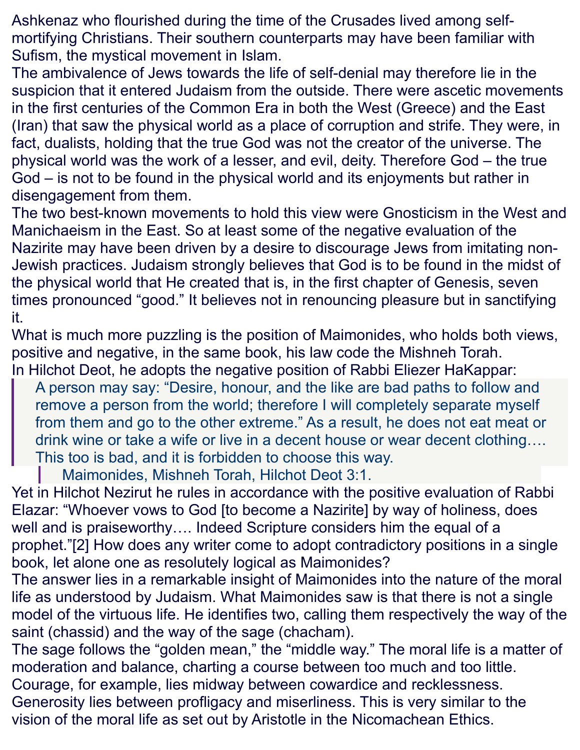Ashkenaz who flourished during the time of the Crusades lived among self-mortifying Christians. Their southern counterparts may have been familiar with Sufism, the mystical movement in Islam.

The ambivalence of Jews towards the life of self-denial may therefore lie in the suspicion that it entered Judaism from the outside. There were ascetic movements in the first centuries of the Common Era in both the West (Greece) and the East (Iran) that saw the physical world as a place of corruption and strife. They were, in fact, dualists, holding that the true God was not the creator of the universe. The physical world was the work of a lesser, and evil, deity. Therefore God – the true God – is not to be found in the physical world and its enjoyments but rather in disengagement from them.

The two best-known movements to hold this view were Gnosticism in the West and Manichaeism in the East. So at least some of the negative evaluation of the Nazirite may have been driven by a desire to discourage Jews from imitating non-Jewish practices. Judaism strongly believes that God is to be found in the midst of the physical world that He created that is, in the first chapter of Genesis, seven times pronounced "good." It believes not in renouncing pleasure but in sanctifying it.

What is much more puzzling is the position of Maimonides, who holds both views, positive and negative, in the same book, his law code the Mishneh Torah.

In Hilchot Deot, he adopts the negative position of Rabbi Eliezer HaKappar:

> A person may say: "Desire, honour, and the like are bad paths to follow and remove a person from the world; therefore I will completely separate myself from them and go to the other extreme." As a result, he does not eat meat or drink wine or take a wife or live in a decent house or wear decent clothing…. This too is bad, and it is forbidden to choose this way.
>
> > Maimonides, Mishneh Torah, Hilchot Deot 3:1.

Yet in Hilchot Nezirut he rules in accordance with the positive evaluation of Rabbi Elazar: "Whoever vows to God [to become a Nazirite] by way of holiness, does well and is praiseworthy…. Indeed Scripture considers him the equal of a prophet."[2] How does any writer come to adopt contradictory positions in a single book, let alone one as resolutely logical as Maimonides?

The answer lies in a remarkable insight of Maimonides into the nature of the moral life as understood by Judaism. What Maimonides saw is that there is not a single model of the virtuous life. He identifies two, calling them respectively the way of the saint (chassid) and the way of the sage (chacham).

The sage follows the "golden mean," the "middle way." The moral life is a matter of moderation and balance, charting a course between too much and too little. Courage, for example, lies midway between cowardice and recklessness. Generosity lies between profligacy and miserliness. This is very similar to the vision of the moral life as set out by Aristotle in the Nicomachean Ethics.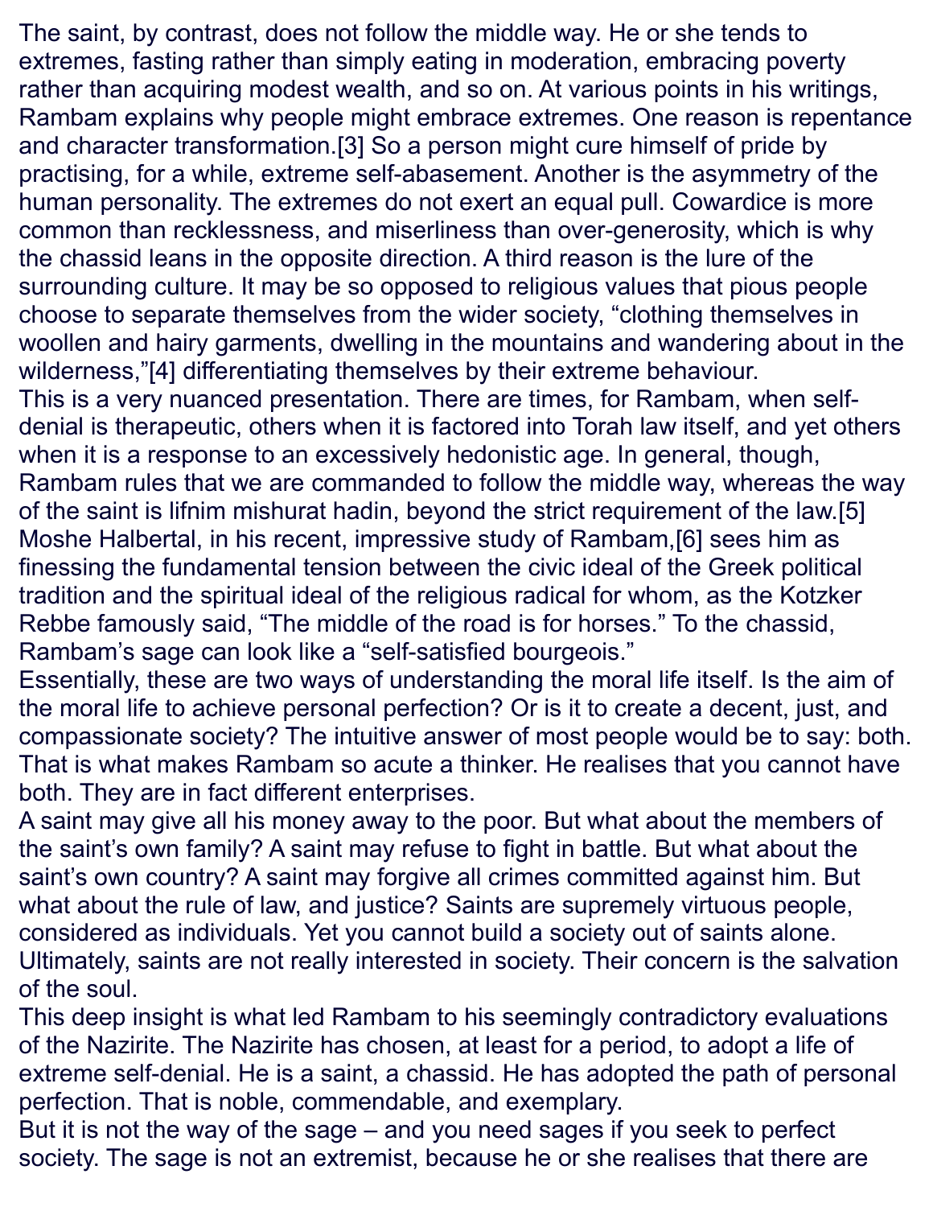The saint, by contrast, does not follow the middle way. He or she tends to extremes, fasting rather than simply eating in moderation, embracing poverty rather than acquiring modest wealth, and so on. At various points in his writings, Rambam explains why people might embrace extremes. One reason is repentance and character transformation.[3] So a person might cure himself of pride by practising, for a while, extreme self-abasement. Another is the asymmetry of the human personality. The extremes do not exert an equal pull. Cowardice is more common than recklessness, and miserliness than over-generosity, which is why the chassid leans in the opposite direction. A third reason is the lure of the surrounding culture. It may be so opposed to religious values that pious people choose to separate themselves from the wider society, "clothing themselves in woollen and hairy garments, dwelling in the mountains and wandering about in the wilderness,"[4] differentiating themselves by their extreme behaviour.

This is a very nuanced presentation. There are times, for Rambam, when self-denial is therapeutic, others when it is factored into Torah law itself, and yet others when it is a response to an excessively hedonistic age. In general, though, Rambam rules that we are commanded to follow the middle way, whereas the way of the saint is lifnim mishurat hadin, beyond the strict requirement of the law.[5] Moshe Halbertal, in his recent, impressive study of Rambam,[6] sees him as finessing the fundamental tension between the civic ideal of the Greek political tradition and the spiritual ideal of the religious radical for whom, as the Kotzker Rebbe famously said, "The middle of the road is for horses." To the chassid, Rambam's sage can look like a "self-satisfied bourgeois."

Essentially, these are two ways of understanding the moral life itself. Is the aim of the moral life to achieve personal perfection? Or is it to create a decent, just, and compassionate society? The intuitive answer of most people would be to say: both. That is what makes Rambam so acute a thinker. He realises that you cannot have both. They are in fact different enterprises.

A saint may give all his money away to the poor. But what about the members of the saint's own family? A saint may refuse to fight in battle. But what about the saint's own country? A saint may forgive all crimes committed against him. But what about the rule of law, and justice? Saints are supremely virtuous people, considered as individuals. Yet you cannot build a society out of saints alone. Ultimately, saints are not really interested in society. Their concern is the salvation of the soul.

This deep insight is what led Rambam to his seemingly contradictory evaluations of the Nazirite. The Nazirite has chosen, at least for a period, to adopt a life of extreme self-denial. He is a saint, a chassid. He has adopted the path of personal perfection. That is noble, commendable, and exemplary.

But it is not the way of the sage – and you need sages if you seek to perfect society. The sage is not an extremist, because he or she realises that there are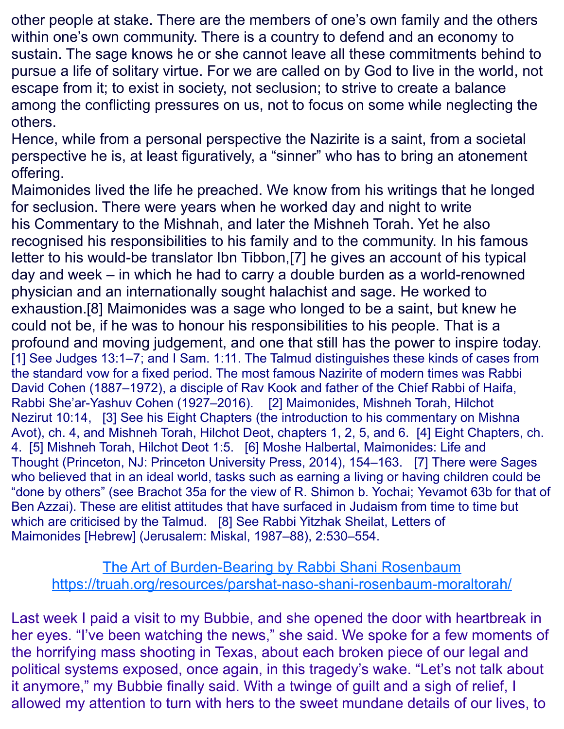other people at stake. There are the members of one's own family and the others within one's own community. There is a country to defend and an economy to sustain. The sage knows he or she cannot leave all these commitments behind to pursue a life of solitary virtue. For we are called on by God to live in the world, not escape from it; to exist in society, not seclusion; to strive to create a balance among the conflicting pressures on us, not to focus on some while neglecting the others.

Hence, while from a personal perspective the Nazirite is a saint, from a societal perspective he is, at least figuratively, a "sinner" who has to bring an atonement offering.

Maimonides lived the life he preached. We know from his writings that he longed for seclusion. There were years when he worked day and night to write his Commentary to the Mishnah, and later the Mishneh Torah. Yet he also recognised his responsibilities to his family and to the community. In his famous letter to his would-be translator Ibn Tibbon,[7] he gives an account of his typical day and week – in which he had to carry a double burden as a world-renowned physician and an internationally sought halachist and sage. He worked to exhaustion.[8] Maimonides was a sage who longed to be a saint, but knew he could not be, if he was to honour his responsibilities to his people. That is a profound and moving judgement, and one that still has the power to inspire today.

[1] See Judges 13:1–7; and I Sam. 1:11. The Talmud distinguishes these kinds of cases from the standard vow for a fixed period. The most famous Nazirite of modern times was Rabbi David Cohen (1887–1972), a disciple of Rav Kook and father of the Chief Rabbi of Haifa, Rabbi She'ar-Yashuv Cohen (1927–2016). [2] Maimonides, Mishneh Torah, Hilchot Nezirut 10:14, [3] See his Eight Chapters (the introduction to his commentary on Mishna Avot), ch. 4, and Mishneh Torah, Hilchot Deot, chapters 1, 2, 5, and 6. [4] Eight Chapters, ch. 4. [5] Mishneh Torah, Hilchot Deot 1:5. [6] Moshe Halbertal, Maimonides: Life and Thought (Princeton, NJ: Princeton University Press, 2014), 154–163. [7] There were Sages who believed that in an ideal world, tasks such as earning a living or having children could be "done by others" (see Brachot 35a for the view of R. Shimon b. Yochai; Yevamot 63b for that of Ben Azzai). These are elitist attitudes that have surfaced in Judaism from time to time but which are criticised by the Talmud. [8] See Rabbi Yitzhak Sheilat, Letters of Maimonides [Hebrew] (Jerusalem: Miskal, 1987–88), 2:530–554.

[The Art of Burden-Bearing by Rabbi Shani Rosenbaum](https://truah.org/resources/parshat-naso-shani-rosenbaum-moraltorah/)
https://truah.org/resources/parshat-naso-shani-rosenbaum-moraltorah/

Last week I paid a visit to my Bubbie, and she opened the door with heartbreak in her eyes. "I've been watching the news," she said. We spoke for a few moments of the horrifying mass shooting in Texas, about each broken piece of our legal and political systems exposed, once again, in this tragedy's wake. "Let's not talk about it anymore," my Bubbie finally said. With a twinge of guilt and a sigh of relief, I allowed my attention to turn with hers to the sweet mundane details of our lives, to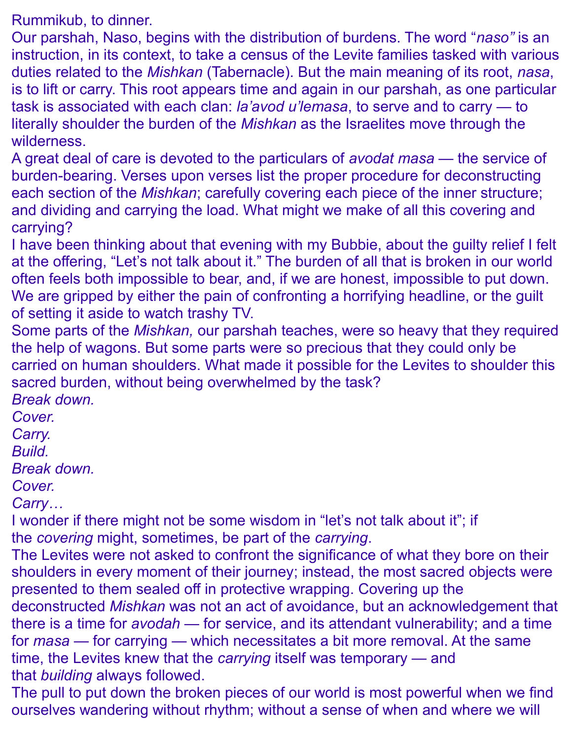Rummikub, to dinner.

Our parshah, Naso, begins with the distribution of burdens. The word "*naso"* is an instruction, in its context, to take a census of the Levite families tasked with various duties related to the *Mishkan* (Tabernacle). But the main meaning of its root, *nasa*, is to lift or carry. This root appears time and again in our parshah, as one particular task is associated with each clan: *la'avod u'lemasa*, to serve and to carry — to literally shoulder the burden of the *Mishkan* as the Israelites move through the wilderness.

A great deal of care is devoted to the particulars of *avodat masa* — the service of burden-bearing. Verses upon verses list the proper procedure for deconstructing each section of the *Mishkan*; carefully covering each piece of the inner structure; and dividing and carrying the load. What might we make of all this covering and carrying?

I have been thinking about that evening with my Bubbie, about the guilty relief I felt at the offering, "Let's not talk about it." The burden of all that is broken in our world often feels both impossible to bear, and, if we are honest, impossible to put down. We are gripped by either the pain of confronting a horrifying headline, or the guilt of setting it aside to watch trashy TV.

Some parts of the *Mishkan,* our parshah teaches, were so heavy that they required the help of wagons. But some parts were so precious that they could only be carried on human shoulders. What made it possible for the Levites to shoulder this sacred burden, without being overwhelmed by the task?

*Break down.*
*Cover.*
*Carry.*
*Build.*
*Break down.*
*Cover.*
*Carry…*

I wonder if there might not be some wisdom in "let's not talk about it"; if the *covering* might, sometimes, be part of the *carrying*.

The Levites were not asked to confront the significance of what they bore on their shoulders in every moment of their journey; instead, the most sacred objects were presented to them sealed off in protective wrapping. Covering up the deconstructed *Mishkan* was not an act of avoidance, but an acknowledgement that there is a time for *avodah* — for service, and its attendant vulnerability; and a time for *masa* — for carrying — which necessitates a bit more removal. At the same time, the Levites knew that the *carrying* itself was temporary — and that *building* always followed.

The pull to put down the broken pieces of our world is most powerful when we find ourselves wandering without rhythm; without a sense of when and where we will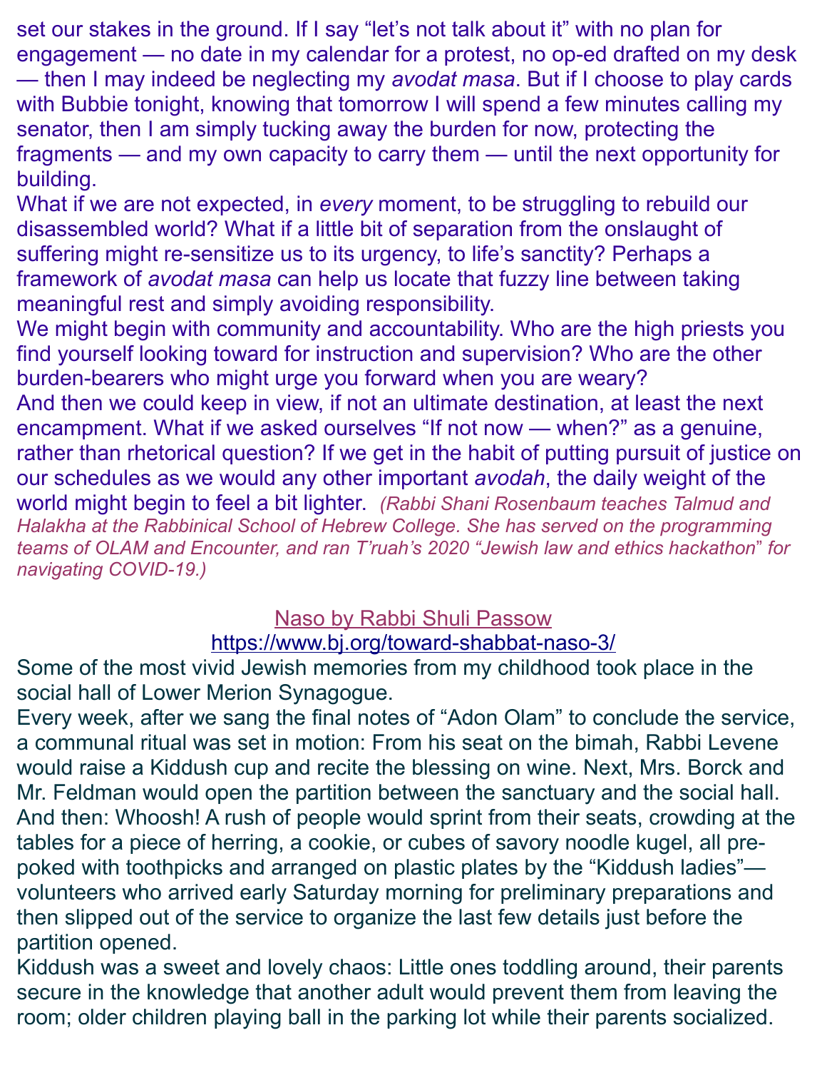set our stakes in the ground. If I say “let’s not talk about it” with no plan for engagement — no date in my calendar for a protest, no op-ed drafted on my desk — then I may indeed be neglecting my *avodat masa*. But if I choose to play cards with Bubbie tonight, knowing that tomorrow I will spend a few minutes calling my senator, then I am simply tucking away the burden for now, protecting the fragments — and my own capacity to carry them — until the next opportunity for building.

What if we are not expected, in *every* moment, to be struggling to rebuild our disassembled world? What if a little bit of separation from the onslaught of suffering might re-sensitize us to its urgency, to life’s sanctity? Perhaps a framework of *avodat masa* can help us locate that fuzzy line between taking meaningful rest and simply avoiding responsibility.

We might begin with community and accountability. Who are the high priests you find yourself looking toward for instruction and supervision? Who are the other burden-bearers who might urge you forward when you are weary?

And then we could keep in view, if not an ultimate destination, at least the next encampment. What if we asked ourselves “If not now — when?” as a genuine, rather than rhetorical question? If we get in the habit of putting pursuit of justice on our schedules as we would any other important *avodah*, the daily weight of the world might begin to feel a bit lighter. *(Rabbi Shani Rosenbaum teaches Talmud and Halakha at the Rabbinical School of Hebrew College. She has served on the programming teams of OLAM and Encounter, and ran T’ruah’s 2020 “Jewish law and ethics hackathon” for navigating COVID-19.)*

## Naso by Rabbi Shuli Passow

https://www.bj.org/toward-shabbat-naso-3/

Some of the most vivid Jewish memories from my childhood took place in the social hall of Lower Merion Synagogue.

Every week, after we sang the final notes of “Adon Olam” to conclude the service, a communal ritual was set in motion: From his seat on the bimah, Rabbi Levene would raise a Kiddush cup and recite the blessing on wine. Next, Mrs. Borck and Mr. Feldman would open the partition between the sanctuary and the social hall. And then: Whoosh! A rush of people would sprint from their seats, crowding at the tables for a piece of herring, a cookie, or cubes of savory noodle kugel, all pre-poked with toothpicks and arranged on plastic plates by the “Kiddush ladies”— volunteers who arrived early Saturday morning for preliminary preparations and then slipped out of the service to organize the last few details just before the partition opened.

Kiddush was a sweet and lovely chaos: Little ones toddling around, their parents secure in the knowledge that another adult would prevent them from leaving the room; older children playing ball in the parking lot while their parents socialized.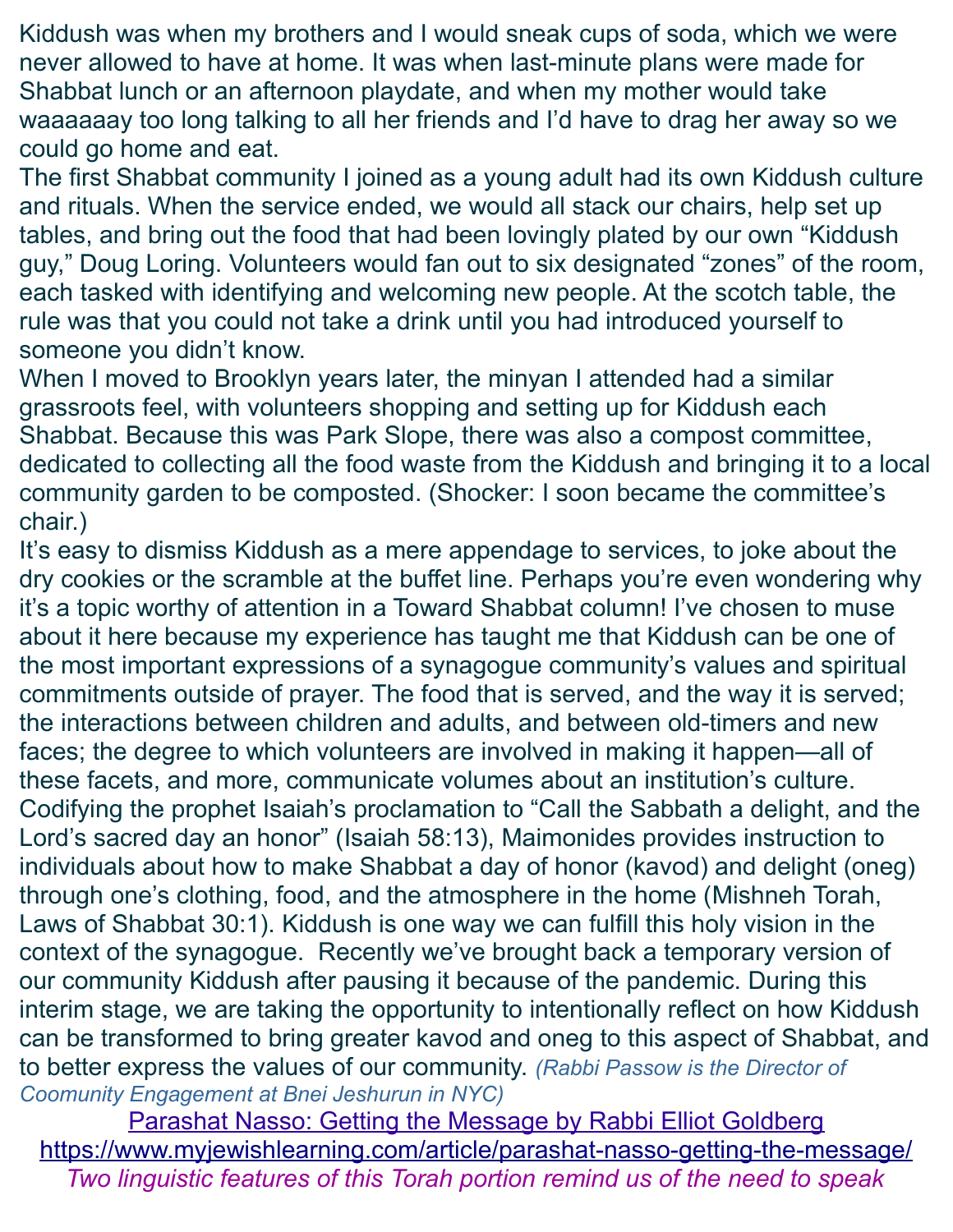Kiddush was when my brothers and I would sneak cups of soda, which we were never allowed to have at home. It was when last-minute plans were made for Shabbat lunch or an afternoon playdate, and when my mother would take waaaaaay too long talking to all her friends and I'd have to drag her away so we could go home and eat.

The first Shabbat community I joined as a young adult had its own Kiddush culture and rituals. When the service ended, we would all stack our chairs, help set up tables, and bring out the food that had been lovingly plated by our own "Kiddush guy," Doug Loring. Volunteers would fan out to six designated "zones" of the room, each tasked with identifying and welcoming new people. At the scotch table, the rule was that you could not take a drink until you had introduced yourself to someone you didn't know.

When I moved to Brooklyn years later, the minyan I attended had a similar grassroots feel, with volunteers shopping and setting up for Kiddush each Shabbat. Because this was Park Slope, there was also a compost committee, dedicated to collecting all the food waste from the Kiddush and bringing it to a local community garden to be composted. (Shocker: I soon became the committee's chair.)

It's easy to dismiss Kiddush as a mere appendage to services, to joke about the dry cookies or the scramble at the buffet line. Perhaps you're even wondering why it's a topic worthy of attention in a Toward Shabbat column! I've chosen to muse about it here because my experience has taught me that Kiddush can be one of the most important expressions of a synagogue community's values and spiritual commitments outside of prayer. The food that is served, and the way it is served; the interactions between children and adults, and between old-timers and new faces; the degree to which volunteers are involved in making it happen—all of these facets, and more, communicate volumes about an institution's culture. Codifying the prophet Isaiah's proclamation to "Call the Sabbath a delight, and the Lord's sacred day an honor" (Isaiah 58:13), Maimonides provides instruction to individuals about how to make Shabbat a day of honor (kavod) and delight (oneg) through one's clothing, food, and the atmosphere in the home (Mishneh Torah, Laws of Shabbat 30:1). Kiddush is one way we can fulfill this holy vision in the context of the synagogue.  Recently we've brought back a temporary version of our community Kiddush after pausing it because of the pandemic. During this interim stage, we are taking the opportunity to intentionally reflect on how Kiddush can be transformed to bring greater kavod and oneg to this aspect of Shabbat, and to better express the values of our community. *(Rabbi Passow is the Director of Coomunity Engagement at Bnei Jeshurun in NYC)*

[Parashat Nasso: Getting the Message by Rabbi Elliot Goldberg](https://www.myjewishlearning.com/article/parashat-nasso-getting-the-message/)

https://www.myjewishlearning.com/article/parashat-nasso-getting-the-message/

*Two linguistic features of this Torah portion remind us of the need to speak*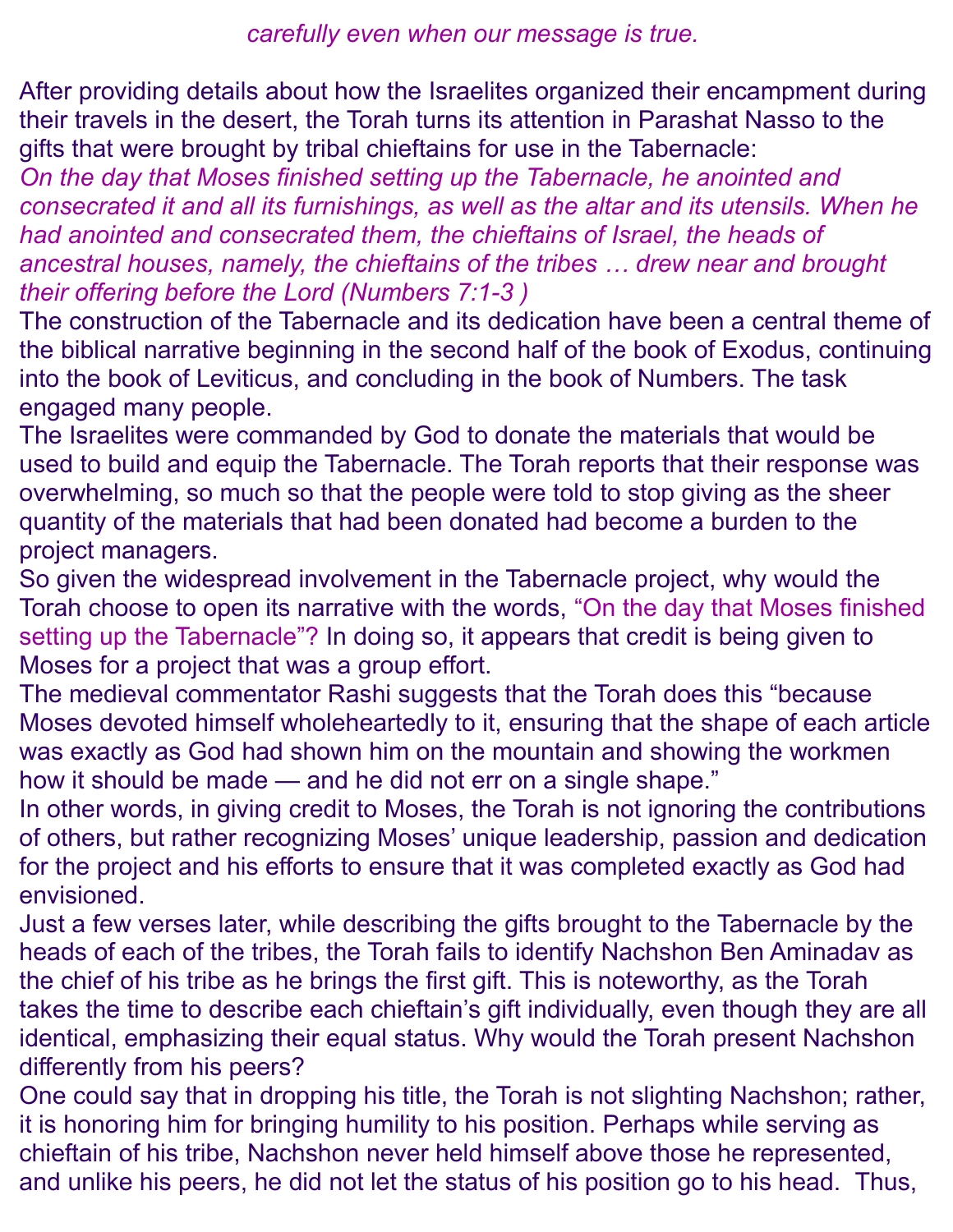*carefully even when our message is true.*

After providing details about how the Israelites organized their encampment during their travels in the desert, the Torah turns its attention in Parashat Nasso to the gifts that were brought by tribal chieftains for use in the Tabernacle:

*On the day that Moses finished setting up the Tabernacle, he anointed and consecrated it and all its furnishings, as well as the altar and its utensils. When he had anointed and consecrated them, the chieftains of Israel, the heads of ancestral houses, namely, the chieftains of the tribes … drew near and brought their offering before the Lord (Numbers 7:1-3 )*

The construction of the Tabernacle and its dedication have been a central theme of the biblical narrative beginning in the second half of the book of Exodus, continuing into the book of Leviticus, and concluding in the book of Numbers. The task engaged many people.

The Israelites were commanded by God to donate the materials that would be used to build and equip the Tabernacle. The Torah reports that their response was overwhelming, so much so that the people were told to stop giving as the sheer quantity of the materials that had been donated had become a burden to the project managers.

So given the widespread involvement in the Tabernacle project, why would the Torah choose to open its narrative with the words, "On the day that Moses finished setting up the Tabernacle"? In doing so, it appears that credit is being given to Moses for a project that was a group effort.

The medieval commentator Rashi suggests that the Torah does this "because Moses devoted himself wholeheartedly to it, ensuring that the shape of each article was exactly as God had shown him on the mountain and showing the workmen how it should be made — and he did not err on a single shape."

In other words, in giving credit to Moses, the Torah is not ignoring the contributions of others, but rather recognizing Moses' unique leadership, passion and dedication for the project and his efforts to ensure that it was completed exactly as God had envisioned.

Just a few verses later, while describing the gifts brought to the Tabernacle by the heads of each of the tribes, the Torah fails to identify Nachshon Ben Aminadav as the chief of his tribe as he brings the first gift. This is noteworthy, as the Torah takes the time to describe each chieftain's gift individually, even though they are all identical, emphasizing their equal status. Why would the Torah present Nachshon differently from his peers?

One could say that in dropping his title, the Torah is not slighting Nachshon; rather, it is honoring him for bringing humility to his position. Perhaps while serving as chieftain of his tribe, Nachshon never held himself above those he represented, and unlike his peers, he did not let the status of his position go to his head. Thus,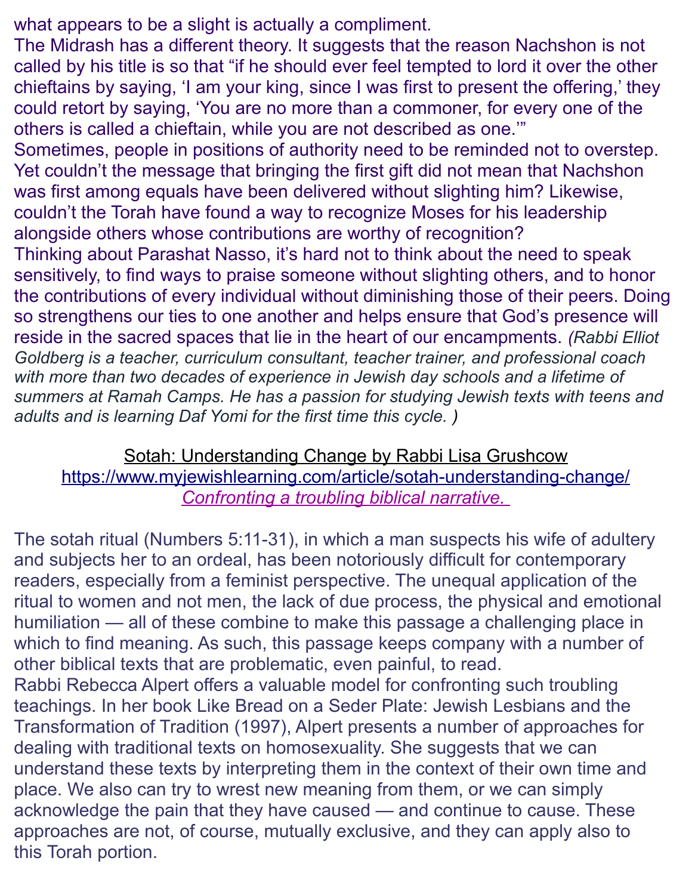what appears to be a slight is actually a compliment.

The Midrash has a different theory. It suggests that the reason Nachshon is not called by his title is so that "if he should ever feel tempted to lord it over the other chieftains by saying, 'I am your king, since I was first to present the offering,' they could retort by saying, 'You are no more than a commoner, for every one of the others is called a chieftain, while you are not described as one.'"

Sometimes, people in positions of authority need to be reminded not to overstep. Yet couldn't the message that bringing the first gift did not mean that Nachshon was first among equals have been delivered without slighting him? Likewise, couldn't the Torah have found a way to recognize Moses for his leadership alongside others whose contributions are worthy of recognition?

Thinking about Parashat Nasso, it's hard not to think about the need to speak sensitively, to find ways to praise someone without slighting others, and to honor the contributions of every individual without diminishing those of their peers. Doing so strengthens our ties to one another and helps ensure that God's presence will reside in the sacred spaces that lie in the heart of our encampments. *(Rabbi Elliot Goldberg is a teacher, curriculum consultant, teacher trainer, and professional coach with more than two decades of experience in Jewish day schools and a lifetime of summers at Ramah Camps. He has a passion for studying Jewish texts with teens and adults and is learning Daf Yomi for the first time this cycle. )*

## Sotah: Understanding Change by Rabbi Lisa Grushcow

https://www.myjewishlearning.com/article/sotah-understanding-change/

*Confronting a troubling biblical narrative.*

The sotah ritual (Numbers 5:11-31), in which a man suspects his wife of adultery and subjects her to an ordeal, has been notoriously difficult for contemporary readers, especially from a feminist perspective. The unequal application of the ritual to women and not men, the lack of due process, the physical and emotional humiliation — all of these combine to make this passage a challenging place in which to find meaning. As such, this passage keeps company with a number of other biblical texts that are problematic, even painful, to read.

Rabbi Rebecca Alpert offers a valuable model for confronting such troubling teachings. In her book Like Bread on a Seder Plate: Jewish Lesbians and the Transformation of Tradition (1997), Alpert presents a number of approaches for dealing with traditional texts on homosexuality. She suggests that we can understand these texts by interpreting them in the context of their own time and place. We also can try to wrest new meaning from them, or we can simply acknowledge the pain that they have caused — and continue to cause. These approaches are not, of course, mutually exclusive, and they can apply also to this Torah portion.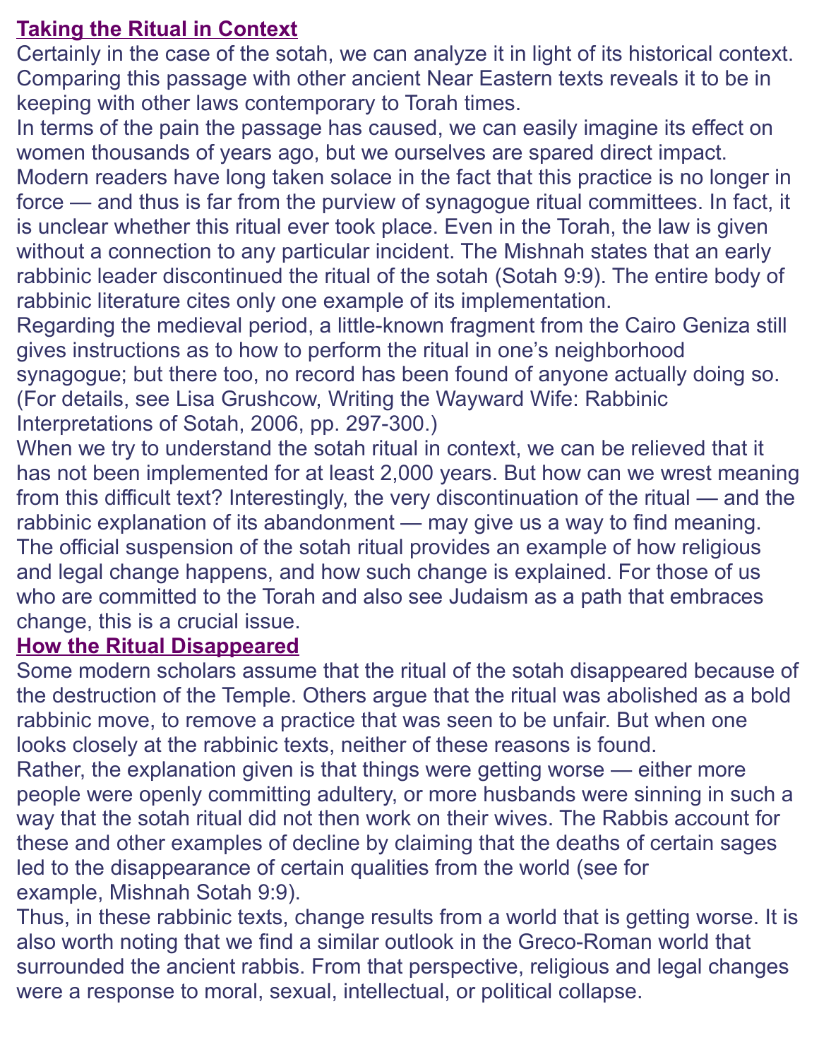## Taking the Ritual in Context

Certainly in the case of the sotah, we can analyze it in light of its historical context. Comparing this passage with other ancient Near Eastern texts reveals it to be in keeping with other laws contemporary to Torah times.

In terms of the pain the passage has caused, we can easily imagine its effect on women thousands of years ago, but we ourselves are spared direct impact. Modern readers have long taken solace in the fact that this practice is no longer in force — and thus is far from the purview of synagogue ritual committees. In fact, it is unclear whether this ritual ever took place. Even in the Torah, the law is given without a connection to any particular incident. The Mishnah states that an early rabbinic leader discontinued the ritual of the sotah (Sotah 9:9). The entire body of rabbinic literature cites only one example of its implementation.

Regarding the medieval period, a little-known fragment from the Cairo Geniza still gives instructions as to how to perform the ritual in one's neighborhood synagogue; but there too, no record has been found of anyone actually doing so. (For details, see Lisa Grushcow, Writing the Wayward Wife: Rabbinic Interpretations of Sotah, 2006, pp. 297-300.)

When we try to understand the sotah ritual in context, we can be relieved that it has not been implemented for at least 2,000 years. But how can we wrest meaning from this difficult text? Interestingly, the very discontinuation of the ritual — and the rabbinic explanation of its abandonment — may give us a way to find meaning. The official suspension of the sotah ritual provides an example of how religious and legal change happens, and how such change is explained. For those of us who are committed to the Torah and also see Judaism as a path that embraces change, this is a crucial issue.

## How the Ritual Disappeared

Some modern scholars assume that the ritual of the sotah disappeared because of the destruction of the Temple. Others argue that the ritual was abolished as a bold rabbinic move, to remove a practice that was seen to be unfair. But when one looks closely at the rabbinic texts, neither of these reasons is found.

Rather, the explanation given is that things were getting worse — either more people were openly committing adultery, or more husbands were sinning in such a way that the sotah ritual did not then work on their wives. The Rabbis account for these and other examples of decline by claiming that the deaths of certain sages led to the disappearance of certain qualities from the world (see for example, Mishnah Sotah 9:9).

Thus, in these rabbinic texts, change results from a world that is getting worse. It is also worth noting that we find a similar outlook in the Greco-Roman world that surrounded the ancient rabbis. From that perspective, religious and legal changes were a response to moral, sexual, intellectual, or political collapse.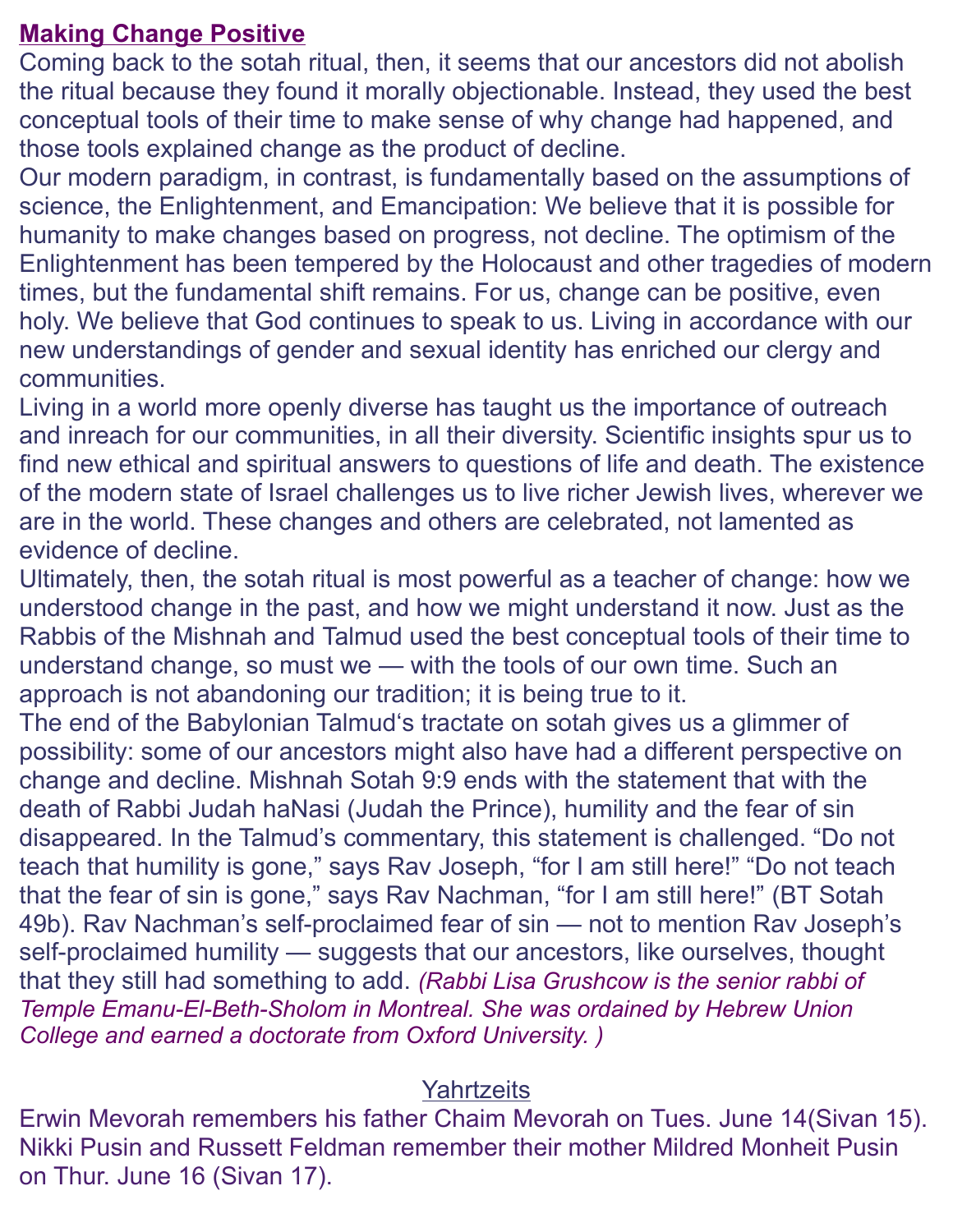## Making Change Positive

Coming back to the sotah ritual, then, it seems that our ancestors did not abolish the ritual because they found it morally objectionable. Instead, they used the best conceptual tools of their time to make sense of why change had happened, and those tools explained change as the product of decline.

Our modern paradigm, in contrast, is fundamentally based on the assumptions of science, the Enlightenment, and Emancipation: We believe that it is possible for humanity to make changes based on progress, not decline. The optimism of the Enlightenment has been tempered by the Holocaust and other tragedies of modern times, but the fundamental shift remains. For us, change can be positive, even holy. We believe that God continues to speak to us. Living in accordance with our new understandings of gender and sexual identity has enriched our clergy and communities.

Living in a world more openly diverse has taught us the importance of outreach and inreach for our communities, in all their diversity. Scientific insights spur us to find new ethical and spiritual answers to questions of life and death. The existence of the modern state of Israel challenges us to live richer Jewish lives, wherever we are in the world. These changes and others are celebrated, not lamented as evidence of decline.

Ultimately, then, the sotah ritual is most powerful as a teacher of change: how we understood change in the past, and how we might understand it now. Just as the Rabbis of the Mishnah and Talmud used the best conceptual tools of their time to understand change, so must we — with the tools of our own time. Such an approach is not abandoning our tradition; it is being true to it.

The end of the Babylonian Talmud's tractate on sotah gives us a glimmer of possibility: some of our ancestors might also have had a different perspective on change and decline. Mishnah Sotah 9:9 ends with the statement that with the death of Rabbi Judah haNasi (Judah the Prince), humility and the fear of sin disappeared. In the Talmud's commentary, this statement is challenged. "Do not teach that humility is gone," says Rav Joseph, "for I am still here!" "Do not teach that the fear of sin is gone," says Rav Nachman, "for I am still here!" (BT Sotah 49b). Rav Nachman's self-proclaimed fear of sin — not to mention Rav Joseph's self-proclaimed humility — suggests that our ancestors, like ourselves, thought that they still had something to add. *(Rabbi Lisa Grushcow is the senior rabbi of Temple Emanu-El-Beth-Sholom in Montreal. She was ordained by Hebrew Union College and earned a doctorate from Oxford University. )*

## Yahrtzeits

Erwin Mevorah remembers his father Chaim Mevorah on Tues. June 14(Sivan 15). Nikki Pusin and Russett Feldman remember their mother Mildred Monheit Pusin on Thur. June 16 (Sivan 17).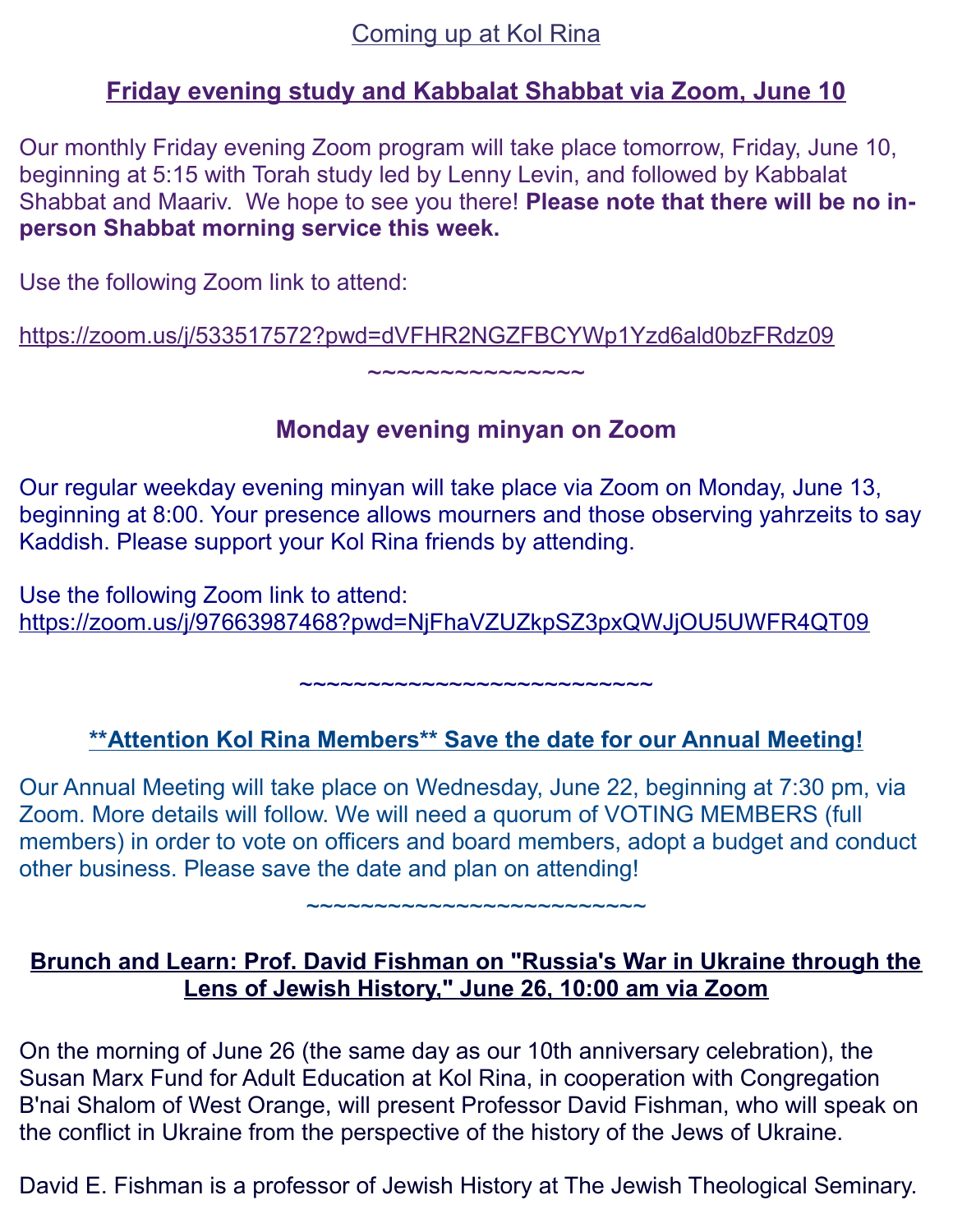Coming up at Kol Rina

## Friday evening study and Kabbalat Shabbat via Zoom, June 10

Our monthly Friday evening Zoom program will take place tomorrow, Friday, June 10, beginning at 5:15 with Torah study led by Lenny Levin, and followed by Kabbalat Shabbat and Maariv. We hope to see you there! **Please note that there will be no in-person Shabbat morning service this week.**

Use the following Zoom link to attend:

https://zoom.us/j/533517572?pwd=dVFHR2NGZFBCYWp1Yzd6ald0bzFRdz09

~~~~~~~~~~~~~~~~

## Monday evening minyan on Zoom

Our regular weekday evening minyan will take place via Zoom on Monday, June 13, beginning at 8:00. Your presence allows mourners and those observing yahrzeits to say Kaddish. Please support your Kol Rina friends by attending.

Use the following Zoom link to attend:
https://zoom.us/j/97663987468?pwd=NjFhaVZUZkpSZ3pxQWJjOU5UWFR4QT09

~~~~~~~~~~~~~~~~~~~~~~~~~~

## **Attention Kol Rina Members** Save the date for our Annual Meeting!

Our Annual Meeting will take place on Wednesday, June 22, beginning at 7:30 pm, via Zoom. More details will follow. We will need a quorum of VOTING MEMBERS (full members) in order to vote on officers and board members, adopt a budget and conduct other business. Please save the date and plan on attending!

~~~~~~~~~~~~~~~~~~~~~~~~~

## Brunch and Learn: Prof. David Fishman on "Russia's War in Ukraine through the Lens of Jewish History," June 26, 10:00 am via Zoom

On the morning of June 26 (the same day as our 10th anniversary celebration), the Susan Marx Fund for Adult Education at Kol Rina, in cooperation with Congregation B'nai Shalom of West Orange, will present Professor David Fishman, who will speak on the conflict in Ukraine from the perspective of the history of the Jews of Ukraine.

David E. Fishman is a professor of Jewish History at The Jewish Theological Seminary.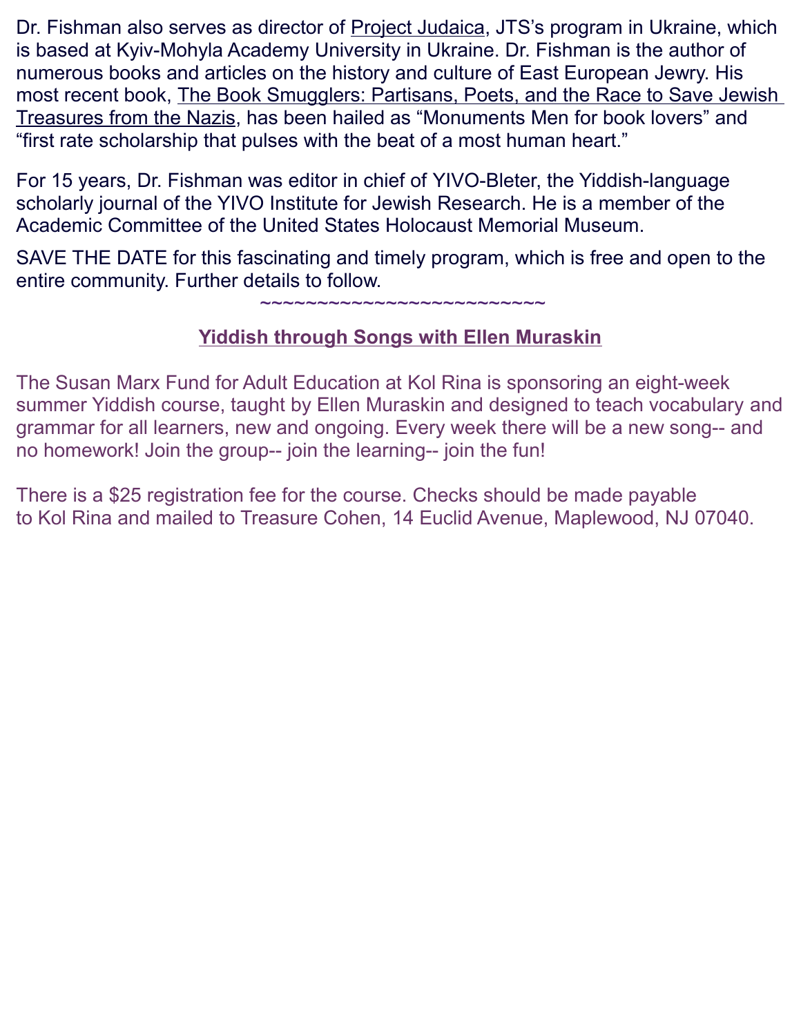Dr. Fishman also serves as director of Project Judaica, JTS's program in Ukraine, which is based at Kyiv-Mohyla Academy University in Ukraine. Dr. Fishman is the author of numerous books and articles on the history and culture of East European Jewry. His most recent book, The Book Smugglers: Partisans, Poets, and the Race to Save Jewish Treasures from the Nazis, has been hailed as "Monuments Men for book lovers" and "first rate scholarship that pulses with the beat of a most human heart."

For 15 years, Dr. Fishman was editor in chief of YIVO-Bleter, the Yiddish-language scholarly journal of the YIVO Institute for Jewish Research. He is a member of the Academic Committee of the United States Holocaust Memorial Museum.

SAVE THE DATE for this fascinating and timely program, which is free and open to the entire community. Further details to follow.

~~~~~~~~~~~~~~~~~~~~~~~~~

## Yiddish through Songs with Ellen Muraskin

The Susan Marx Fund for Adult Education at Kol Rina is sponsoring an eight-week summer Yiddish course, taught by Ellen Muraskin and designed to teach vocabulary and grammar for all learners, new and ongoing. Every week there will be a new song-- and no homework! Join the group-- join the learning-- join the fun!

There is a $25 registration fee for the course. Checks should be made payable to Kol Rina and mailed to Treasure Cohen, 14 Euclid Avenue, Maplewood, NJ 07040.